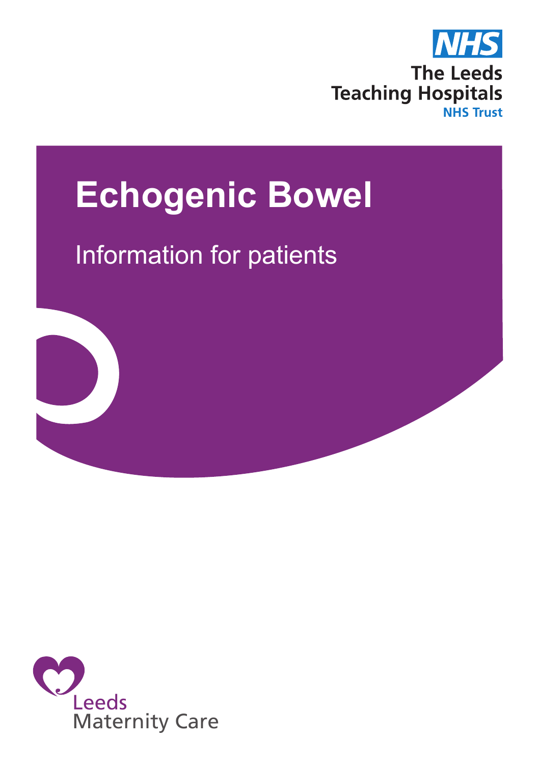NHS

The Leeds Teaching Hospitals NHS Trust

# Echogenic Bowel

## Information for patients

Leeds Maternity Care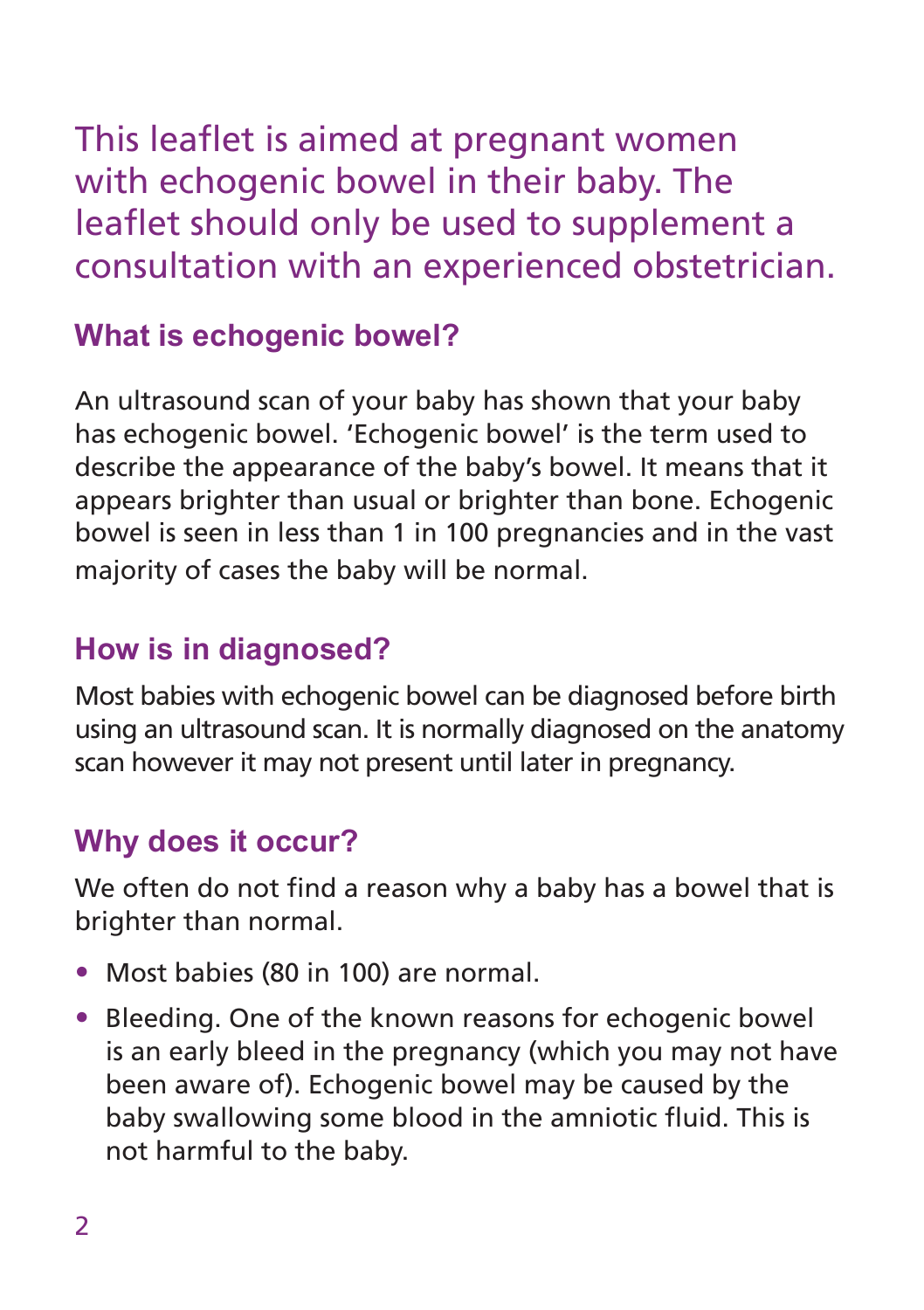This leaflet is aimed at pregnant women with echogenic bowel in their baby. The leaflet should only be used to supplement a consultation with an experienced obstetrician.

## What is echogenic bowel?

An ultrasound scan of your baby has shown that your baby has echogenic bowel. 'Echogenic bowel' is the term used to describe the appearance of the baby's bowel. It means that it appears brighter than usual or brighter than bone. Echogenic bowel is seen in less than 1 in 100 pregnancies and in the vast majority of cases the baby will be normal.

## How is in diagnosed?

Most babies with echogenic bowel can be diagnosed before birth using an ultrasound scan. It is normally diagnosed on the anatomy scan however it may not present until later in pregnancy.

## Why does it occur?

We often do not find a reason why a baby has a bowel that is brighter than normal.

- Most babies (80 in 100) are normal.
- Bleeding. One of the known reasons for echogenic bowel is an early bleed in the pregnancy (which you may not have been aware of). Echogenic bowel may be caused by the baby swallowing some blood in the amniotic fluid. This is not harmful to the baby.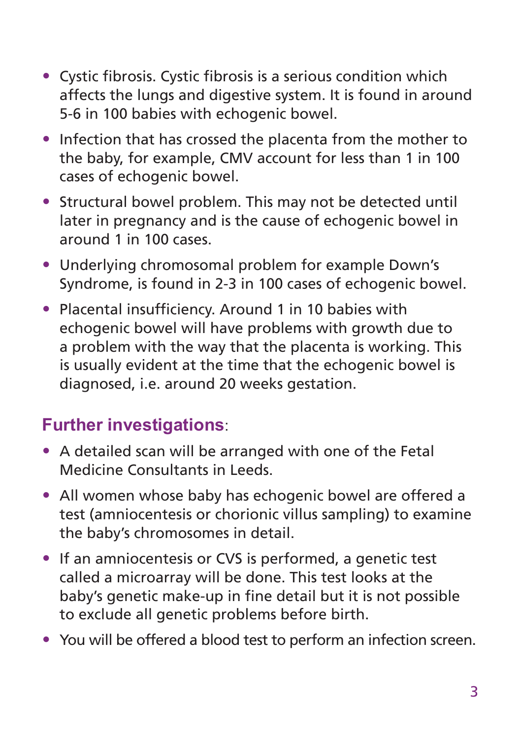- Cystic fibrosis. Cystic fibrosis is a serious condition which affects the lungs and digestive system. It is found in around 5-6 in 100 babies with echogenic bowel.
- Infection that has crossed the placenta from the mother to the baby, for example, CMV account for less than 1 in 100 cases of echogenic bowel.
- Structural bowel problem. This may not be detected until later in pregnancy and is the cause of echogenic bowel in around 1 in 100 cases.
- Underlying chromosomal problem for example Down's Syndrome, is found in 2-3 in 100 cases of echogenic bowel.
- Placental insufficiency. Around 1 in 10 babies with echogenic bowel will have problems with growth due to a problem with the way that the placenta is working. This is usually evident at the time that the echogenic bowel is diagnosed, i.e. around 20 weeks gestation.

## Further investigations:

- A detailed scan will be arranged with one of the Fetal Medicine Consultants in Leeds.
- All women whose baby has echogenic bowel are offered a test (amniocentesis or chorionic villus sampling) to examine the baby's chromosomes in detail.
- If an amniocentesis or CVS is performed, a genetic test called a microarray will be done. This test looks at the baby's genetic make-up in fine detail but it is not possible to exclude all genetic problems before birth.
- You will be offered a blood test to perform an infection screen.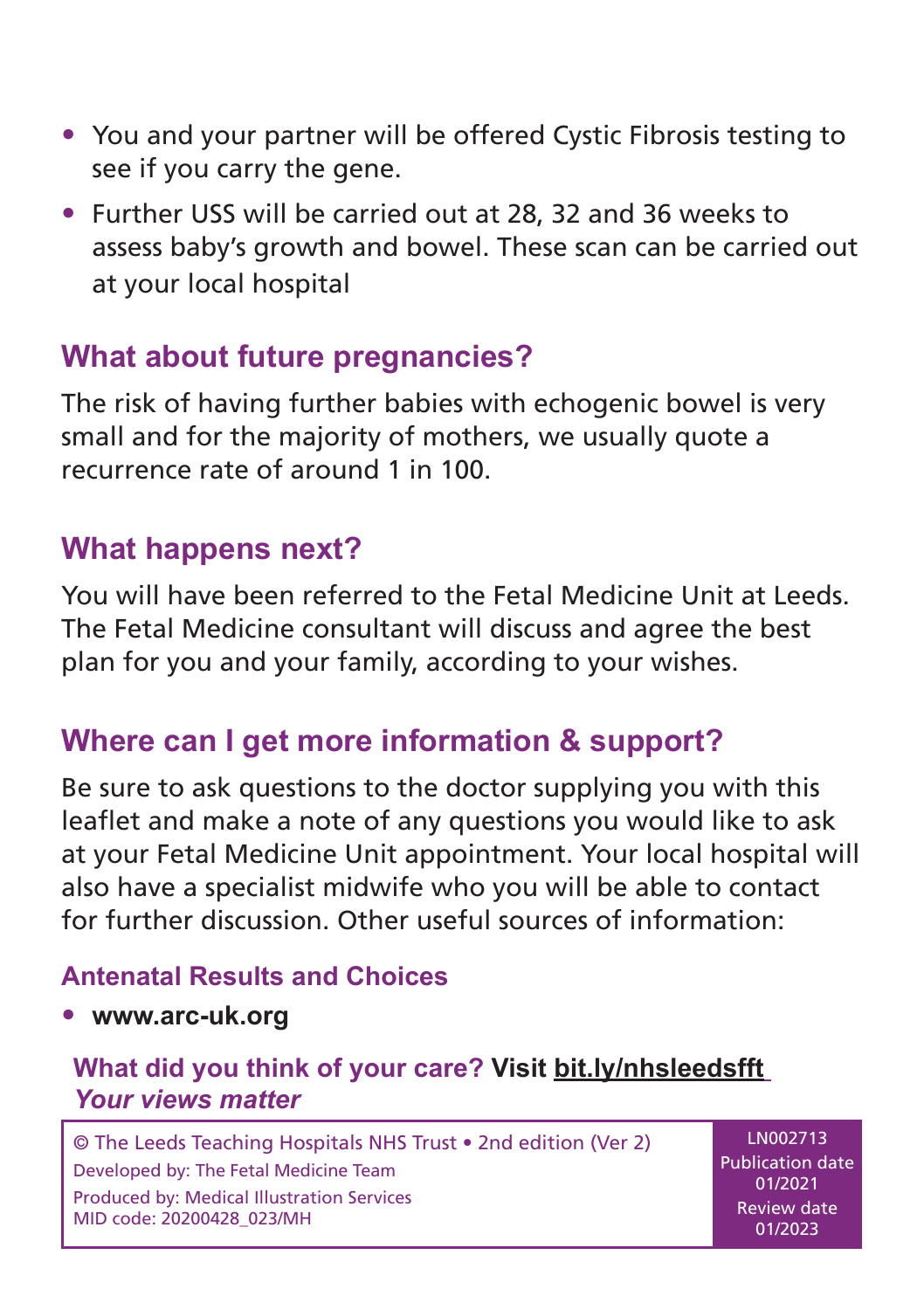- You and your partner will be offered Cystic Fibrosis testing to see if you carry the gene.
- Further USS will be carried out at 28, 32 and 36 weeks to assess baby's growth and bowel. These scan can be carried out at your local hospital

## What about future pregnancies?

The risk of having further babies with echogenic bowel is very small and for the majority of mothers, we usually quote a recurrence rate of around 1 in 100.

## What happens next?

You will have been referred to the Fetal Medicine Unit at Leeds. The Fetal Medicine consultant will discuss and agree the best plan for you and your family, according to your wishes.

## Where can I get more information & support?

Be sure to ask questions to the doctor supplying you with this leaflet and make a note of any questions you would like to ask at your Fetal Medicine Unit appointment. Your local hospital will also have a specialist midwife who you will be able to contact for further discussion. Other useful sources of information:

### Antenatal Results and Choices

- **www.arc-uk.org**

**What did you think of your care? Visit bit.ly/nhsleedsfft**
***Your views matter***

© The Leeds Teaching Hospitals NHS Trust • 2nd edition (Ver 2)
Developed by: The Fetal Medicine Team
Produced by: Medical Illustration Services
MID code: 20200428_023/MH

LN002713
Publication date 01/2021
Review date 01/2023